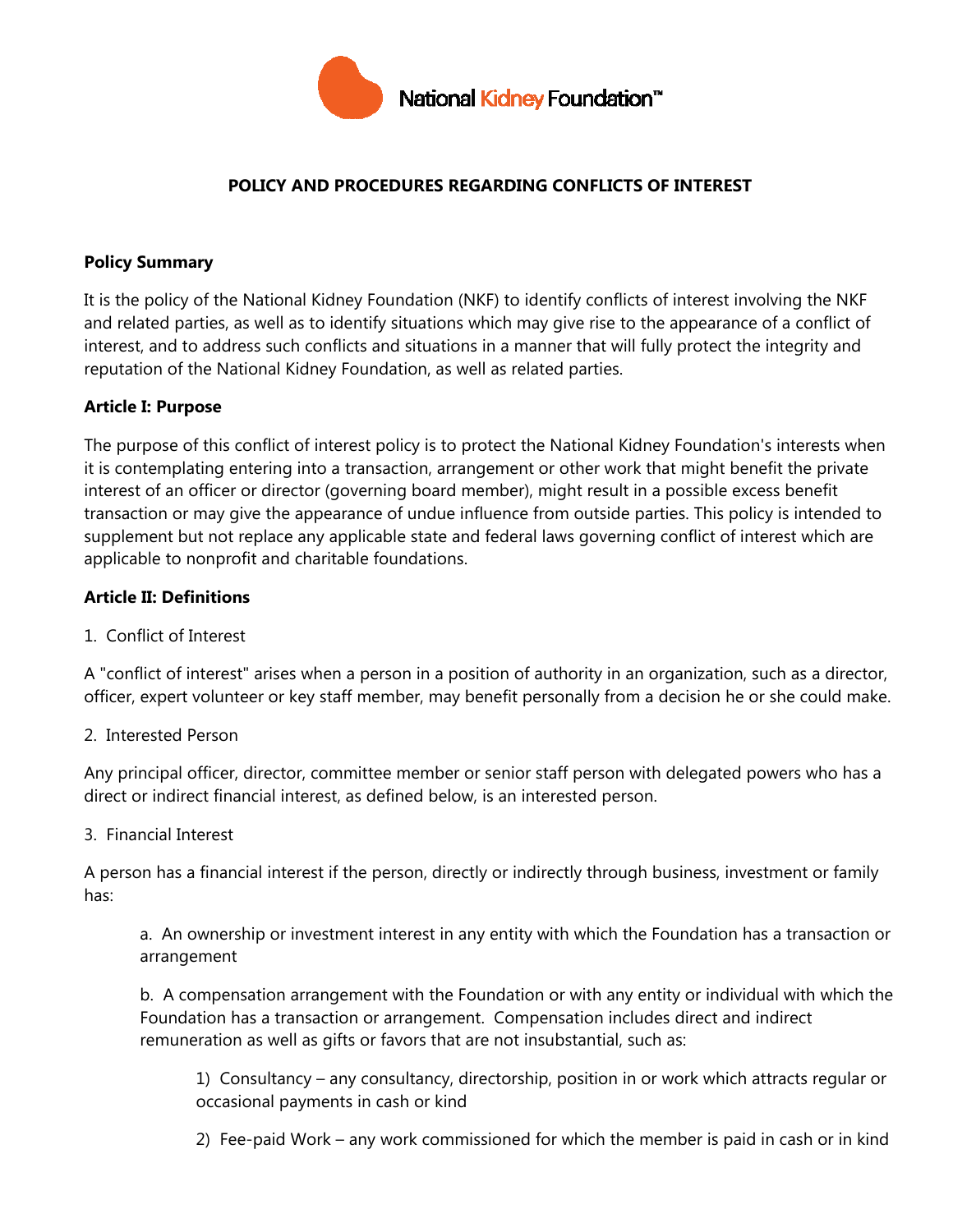National Kidney Foundation™

# POLICY AND PROCEDURES REGARDING CONFLICTS OF INTEREST

**Policy Summary**

It is the policy of the National Kidney Foundation (NKF) to identify conflicts of interest involving the NKF and related parties, as well as to identify situations which may give rise to the appearance of a conflict of interest, and to address such conflicts and situations in a manner that will fully protect the integrity and reputation of the National Kidney Foundation, as well as related parties.

**Article I: Purpose**

The purpose of this conflict of interest policy is to protect the National Kidney Foundation's interests when it is contemplating entering into a transaction, arrangement or other work that might benefit the private interest of an officer or director (governing board member), might result in a possible excess benefit transaction or may give the appearance of undue influence from outside parties. This policy is intended to supplement but not replace any applicable state and federal laws governing conflict of interest which are applicable to nonprofit and charitable foundations.

**Article II: Definitions**

1. Conflict of Interest

A "conflict of interest" arises when a person in a position of authority in an organization, such as a director, officer, expert volunteer or key staff member, may benefit personally from a decision he or she could make.

2. Interested Person

Any principal officer, director, committee member or senior staff person with delegated powers who has a direct or indirect financial interest, as defined below, is an interested person.

3. Financial Interest

A person has a financial interest if the person, directly or indirectly through business, investment or family has:

   a. An ownership or investment interest in any entity with which the Foundation has a transaction or arrangement

   b. A compensation arrangement with the Foundation or with any entity or individual with which the Foundation has a transaction or arrangement. Compensation includes direct and indirect remuneration as well as gifts or favors that are not insubstantial, such as:

      1) Consultancy – any consultancy, directorship, position in or work which attracts regular or occasional payments in cash or kind

      2) Fee-paid Work – any work commissioned for which the member is paid in cash or in kind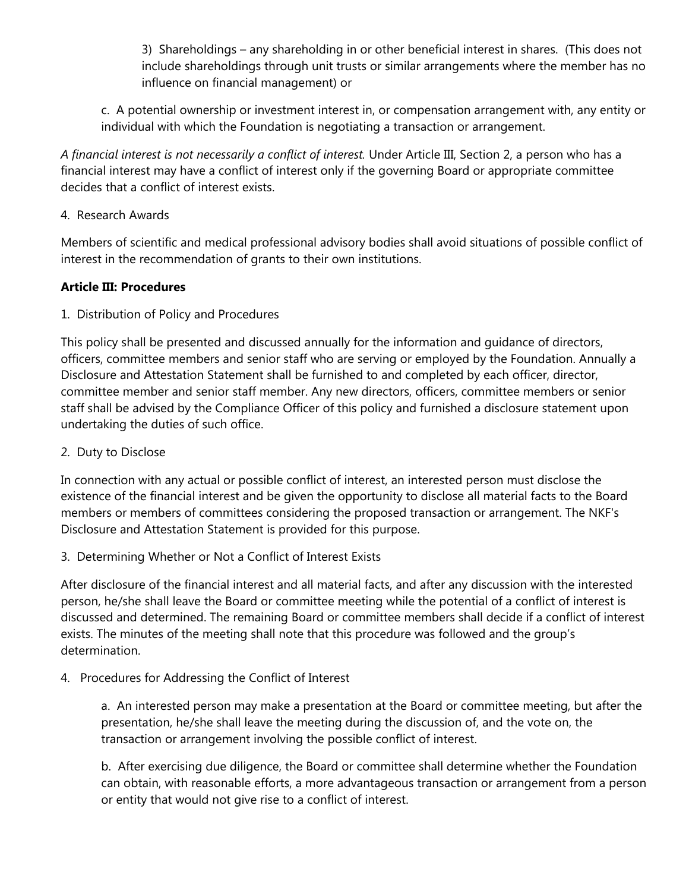3) Shareholdings – any shareholding in or other beneficial interest in shares. (This does not include shareholdings through unit trusts or similar arrangements where the member has no influence on financial management) or

c. A potential ownership or investment interest in, or compensation arrangement with, any entity or individual with which the Foundation is negotiating a transaction or arrangement.

*A financial interest is not necessarily a conflict of interest.* Under Article III, Section 2, a person who has a financial interest may have a conflict of interest only if the governing Board or appropriate committee decides that a conflict of interest exists.

4. Research Awards

Members of scientific and medical professional advisory bodies shall avoid situations of possible conflict of interest in the recommendation of grants to their own institutions.

**Article III: Procedures**

1. Distribution of Policy and Procedures

This policy shall be presented and discussed annually for the information and guidance of directors, officers, committee members and senior staff who are serving or employed by the Foundation. Annually a Disclosure and Attestation Statement shall be furnished to and completed by each officer, director, committee member and senior staff member. Any new directors, officers, committee members or senior staff shall be advised by the Compliance Officer of this policy and furnished a disclosure statement upon undertaking the duties of such office.

2. Duty to Disclose

In connection with any actual or possible conflict of interest, an interested person must disclose the existence of the financial interest and be given the opportunity to disclose all material facts to the Board members or members of committees considering the proposed transaction or arrangement. The NKF's Disclosure and Attestation Statement is provided for this purpose.

3. Determining Whether or Not a Conflict of Interest Exists

After disclosure of the financial interest and all material facts, and after any discussion with the interested person, he/she shall leave the Board or committee meeting while the potential of a conflict of interest is discussed and determined. The remaining Board or committee members shall decide if a conflict of interest exists. The minutes of the meeting shall note that this procedure was followed and the group's determination.

4. Procedures for Addressing the Conflict of Interest

a. An interested person may make a presentation at the Board or committee meeting, but after the presentation, he/she shall leave the meeting during the discussion of, and the vote on, the transaction or arrangement involving the possible conflict of interest.

b. After exercising due diligence, the Board or committee shall determine whether the Foundation can obtain, with reasonable efforts, a more advantageous transaction or arrangement from a person or entity that would not give rise to a conflict of interest.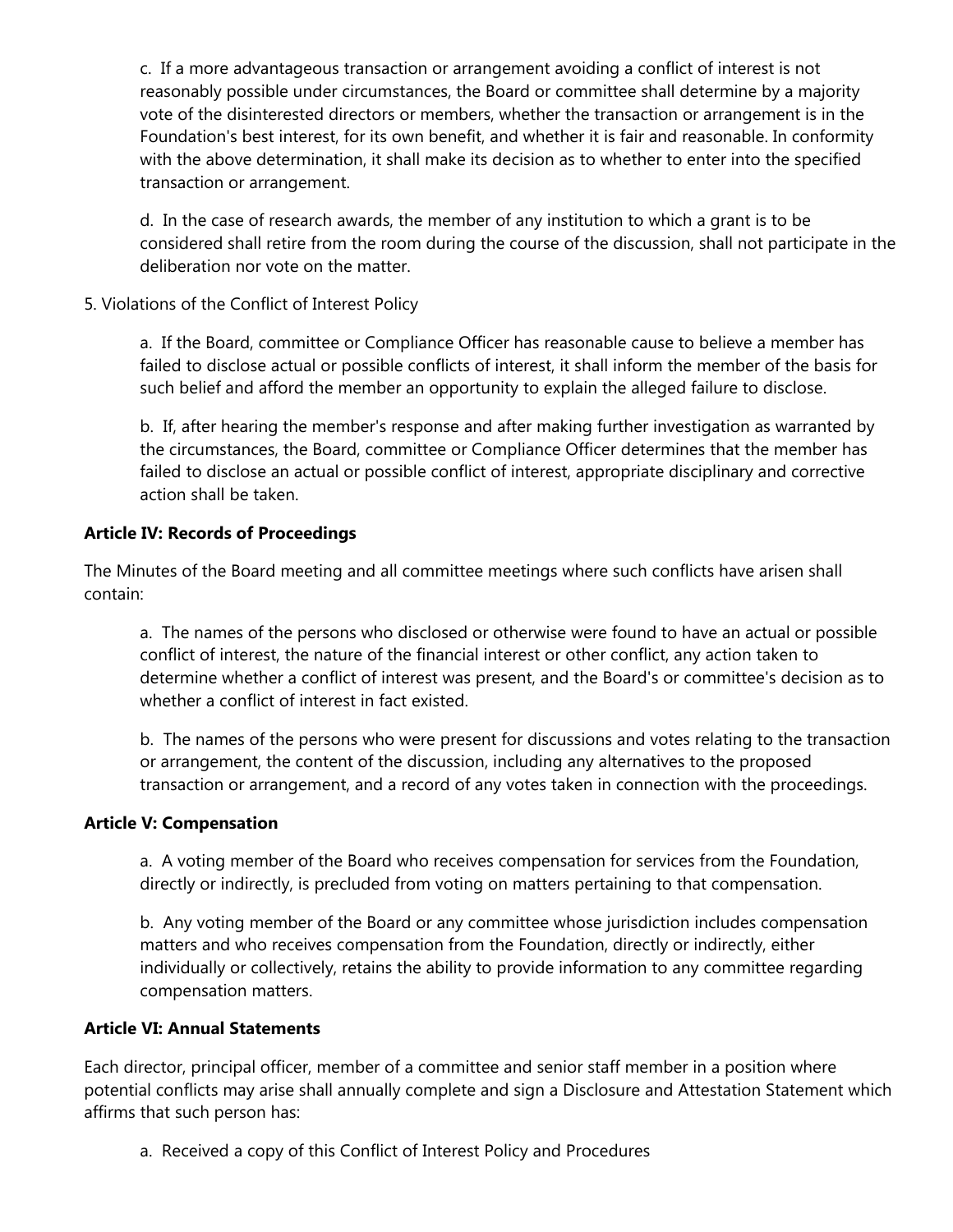c. If a more advantageous transaction or arrangement avoiding a conflict of interest is not reasonably possible under circumstances, the Board or committee shall determine by a majority vote of the disinterested directors or members, whether the transaction or arrangement is in the Foundation's best interest, for its own benefit, and whether it is fair and reasonable. In conformity with the above determination, it shall make its decision as to whether to enter into the specified transaction or arrangement.

d. In the case of research awards, the member of any institution to which a grant is to be considered shall retire from the room during the course of the discussion, shall not participate in the deliberation nor vote on the matter.

5. Violations of the Conflict of Interest Policy

a. If the Board, committee or Compliance Officer has reasonable cause to believe a member has failed to disclose actual or possible conflicts of interest, it shall inform the member of the basis for such belief and afford the member an opportunity to explain the alleged failure to disclose.

b. If, after hearing the member's response and after making further investigation as warranted by the circumstances, the Board, committee or Compliance Officer determines that the member has failed to disclose an actual or possible conflict of interest, appropriate disciplinary and corrective action shall be taken.

**Article IV: Records of Proceedings**

The Minutes of the Board meeting and all committee meetings where such conflicts have arisen shall contain:

a. The names of the persons who disclosed or otherwise were found to have an actual or possible conflict of interest, the nature of the financial interest or other conflict, any action taken to determine whether a conflict of interest was present, and the Board's or committee's decision as to whether a conflict of interest in fact existed.

b. The names of the persons who were present for discussions and votes relating to the transaction or arrangement, the content of the discussion, including any alternatives to the proposed transaction or arrangement, and a record of any votes taken in connection with the proceedings.

**Article V: Compensation**

a. A voting member of the Board who receives compensation for services from the Foundation, directly or indirectly, is precluded from voting on matters pertaining to that compensation.

b. Any voting member of the Board or any committee whose jurisdiction includes compensation matters and who receives compensation from the Foundation, directly or indirectly, either individually or collectively, retains the ability to provide information to any committee regarding compensation matters.

**Article VI: Annual Statements**

Each director, principal officer, member of a committee and senior staff member in a position where potential conflicts may arise shall annually complete and sign a Disclosure and Attestation Statement which affirms that such person has:

a. Received a copy of this Conflict of Interest Policy and Procedures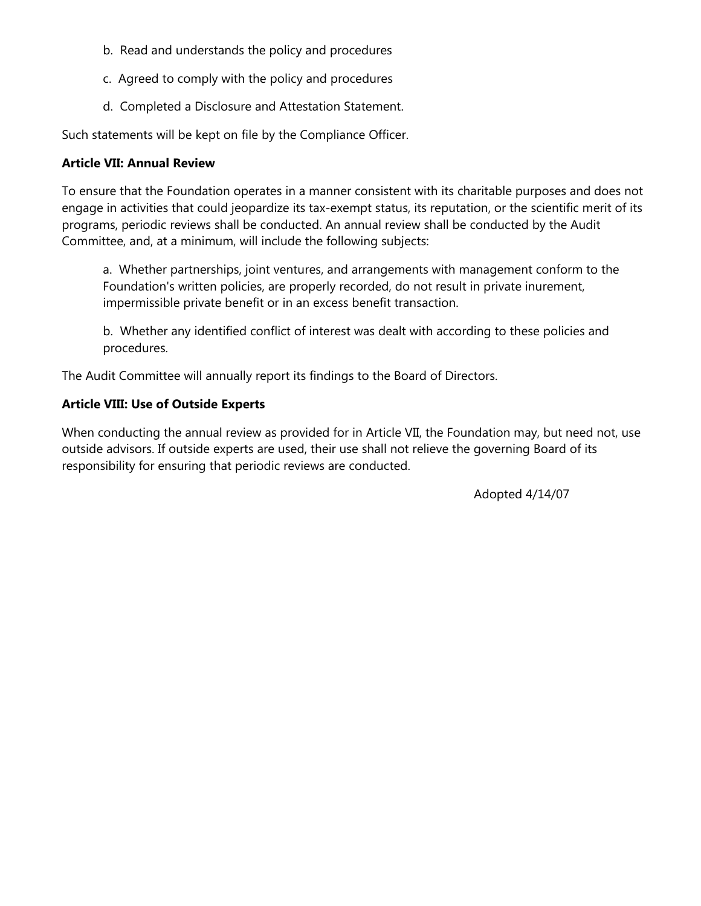b. Read and understands the policy and procedures

c. Agreed to comply with the policy and procedures

d. Completed a Disclosure and Attestation Statement.

Such statements will be kept on file by the Compliance Officer.

**Article VII: Annual Review**

To ensure that the Foundation operates in a manner consistent with its charitable purposes and does not engage in activities that could jeopardize its tax-exempt status, its reputation, or the scientific merit of its programs, periodic reviews shall be conducted. An annual review shall be conducted by the Audit Committee, and, at a minimum, will include the following subjects:

a. Whether partnerships, joint ventures, and arrangements with management conform to the Foundation's written policies, are properly recorded, do not result in private inurement, impermissible private benefit or in an excess benefit transaction.

b. Whether any identified conflict of interest was dealt with according to these policies and procedures.

The Audit Committee will annually report its findings to the Board of Directors.

**Article VIII: Use of Outside Experts**

When conducting the annual review as provided for in Article VII, the Foundation may, but need not, use outside advisors. If outside experts are used, their use shall not relieve the governing Board of its responsibility for ensuring that periodic reviews are conducted.

Adopted 4/14/07